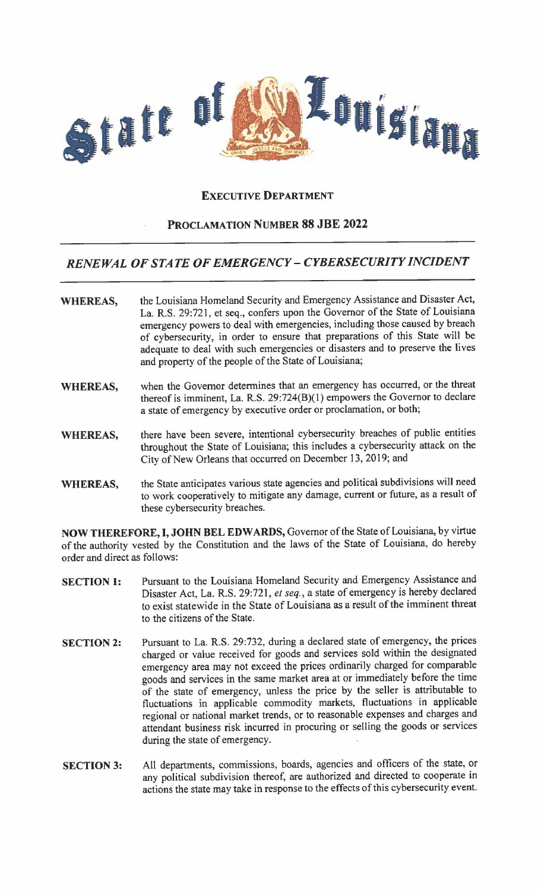# State of Louisiana

## EXECUTIVE DEPARTMENT

## PROCLAMATION NUMBER 88 JBE 2022

### *RENEWAL OF STATE OF EMERGENCY – CYBERSECURITY INCIDENT*

**WHEREAS,** the Louisiana Homeland Security and Emergency Assistance and Disaster Act, La. R.S. 29:721, et seq., confers upon the Governor of the State of Louisiana emergency powers to deal with emergencies, including those caused by breach of cybersecurity, in order to ensure that preparations of this State will be adequate to deal with such emergencies or disasters and to preserve the lives and property of the people of the State of Louisiana;

**WHEREAS,** when the Governor determines that an emergency has occurred, or the threat thereof is imminent, La. R.S. 29:724(B)(1) empowers the Governor to declare a state of emergency by executive order or proclamation, or both;

**WHEREAS,** there have been severe, intentional cybersecurity breaches of public entities throughout the State of Louisiana; this includes a cybersecurity attack on the City of New Orleans that occurred on December 13, 2019; and

**WHEREAS,** the State anticipates various state agencies and political subdivisions will need to work cooperatively to mitigate any damage, current or future, as a result of these cybersecurity breaches.

**NOW THEREFORE, I, JOHN BEL EDWARDS,** Governor of the State of Louisiana, by virtue of the authority vested by the Constitution and the laws of the State of Louisiana, do hereby order and direct as follows:

**SECTION 1:** Pursuant to the Louisiana Homeland Security and Emergency Assistance and Disaster Act, La. R.S. 29:721, *et seq.*, a state of emergency is hereby declared to exist statewide in the State of Louisiana as a result of the imminent threat to the citizens of the State.

**SECTION 2:** Pursuant to La. R.S. 29:732, during a declared state of emergency, the prices charged or value received for goods and services sold within the designated emergency area may not exceed the prices ordinarily charged for comparable goods and services in the same market area at or immediately before the time of the state of emergency, unless the price by the seller is attributable to fluctuations in applicable commodity markets, fluctuations in applicable regional or national market trends, or to reasonable expenses and charges and attendant business risk incurred in procuring or selling the goods or services during the state of emergency.

**SECTION 3:** All departments, commissions, boards, agencies and officers of the state, or any political subdivision thereof, are authorized and directed to cooperate in actions the state may take in response to the effects of this cybersecurity event.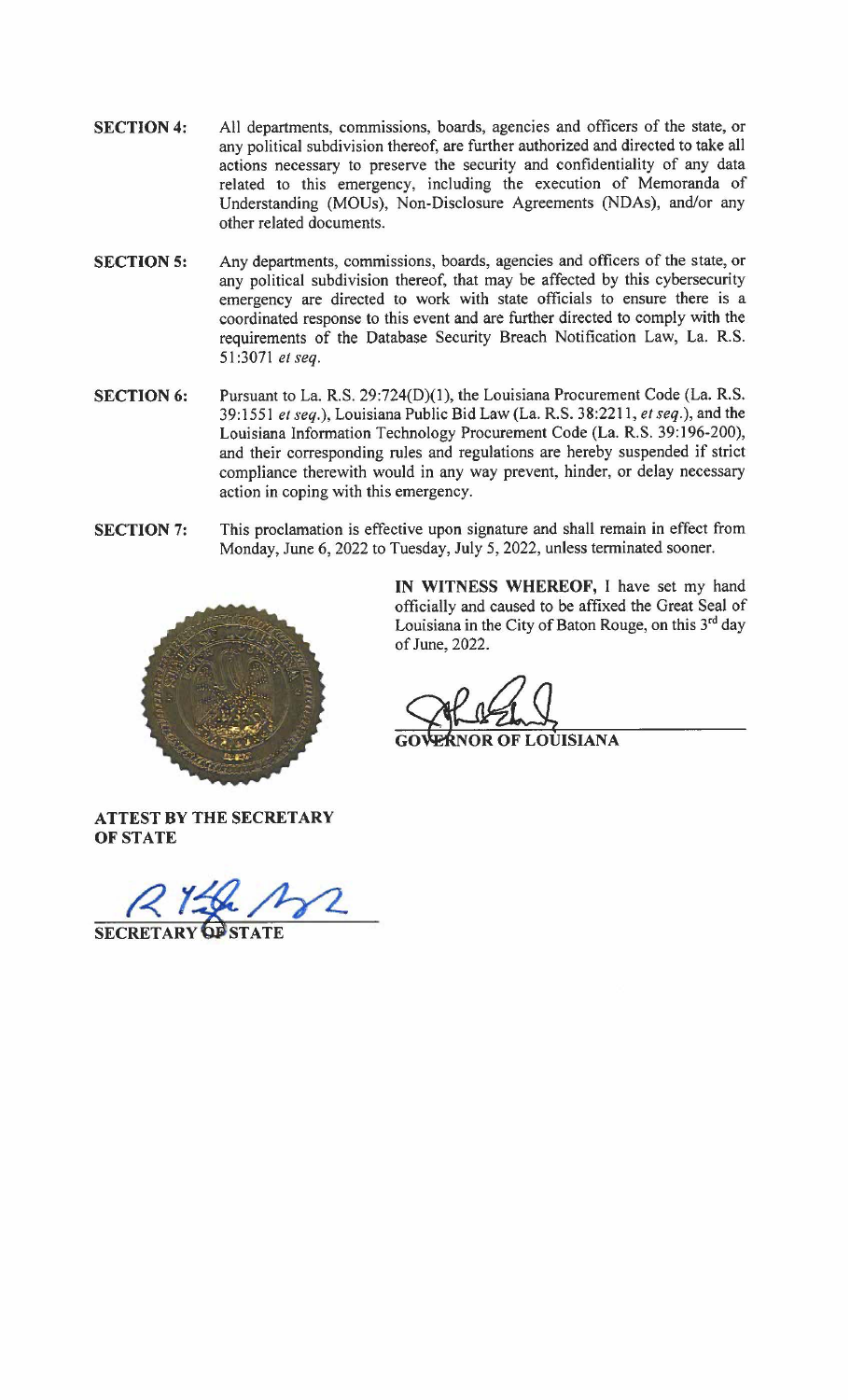**SECTION 4:** All departments, commissions, boards, agencies and officers of the state, or any political subdivision thereof, are further authorized and directed to take all actions necessary to preserve the security and confidentiality of any data related to this emergency, including the execution of Memoranda of Understanding (MOUs), Non-Disclosure Agreements (NDAs), and/or any other related documents.

**SECTION 5:** Any departments, commissions, boards, agencies and officers of the state, or any political subdivision thereof, that may be affected by this cybersecurity emergency are directed to work with state officials to ensure there is a coordinated response to this event and are further directed to comply with the requirements of the Database Security Breach Notification Law, La. R.S. 51:3071 *et seq.*

**SECTION 6:** Pursuant to La. R.S. 29:724(D)(1), the Louisiana Procurement Code (La. R.S. 39:1551 *et seq.*), Louisiana Public Bid Law (La. R.S. 38:2211, *et seq.*), and the Louisiana Information Technology Procurement Code (La. R.S. 39:196-200), and their corresponding rules and regulations are hereby suspended if strict compliance therewith would in any way prevent, hinder, or delay necessary action in coping with this emergency.

**SECTION 7:** This proclamation is effective upon signature and shall remain in effect from Monday, June 6, 2022 to Tuesday, July 5, 2022, unless terminated sooner.

**IN WITNESS WHEREOF,** I have set my hand officially and caused to be affixed the Great Seal of Louisiana in the City of Baton Rouge, on this 3rd day of June, 2022.

**GOVERNOR OF LOUISIANA**

**ATTEST BY THE SECRETARY OF STATE**

**SECRETARY OF STATE**